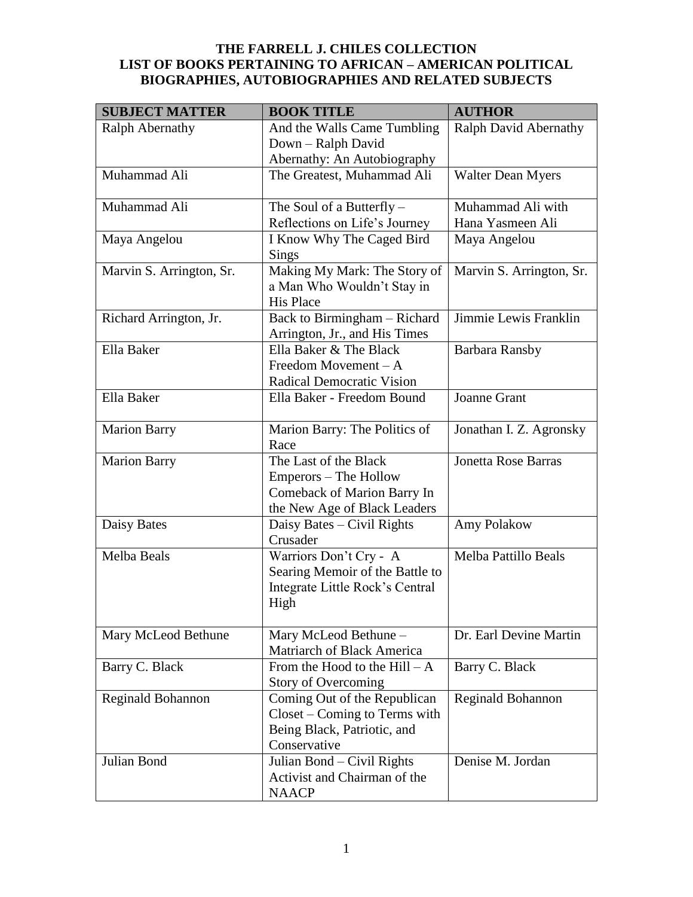# THE FARRELL J. CHILES COLLECTION
# LIST OF BOOKS PERTAINING TO AFRICAN – AMERICAN POLITICAL BIOGRAPHIES, AUTOBIOGRAPHIES AND RELATED SUBJECTS

| SUBJECT MATTER | BOOK TITLE | AUTHOR |
|---|---|---|
| Ralph Abernathy | And the Walls Came Tumbling Down – Ralph David Abernathy: An Autobiography | Ralph David Abernathy |
| Muhammad Ali | The Greatest, Muhammad Ali | Walter Dean Myers |
| Muhammad Ali | The Soul of a Butterfly – Reflections on Life's Journey | Muhammad Ali with Hana Yasmeen Ali |
| Maya Angelou | I Know Why The Caged Bird Sings | Maya Angelou |
| Marvin S. Arrington, Sr. | Making My Mark: The Story of a Man Who Wouldn't Stay in His Place | Marvin S. Arrington, Sr. |
| Richard Arrington, Jr. | Back to Birmingham – Richard Arrington, Jr., and His Times | Jimmie Lewis Franklin |
| Ella Baker | Ella Baker & The Black Freedom Movement – A Radical Democratic Vision | Barbara Ransby |
| Ella Baker | Ella Baker - Freedom Bound | Joanne Grant |
| Marion Barry | Marion Barry: The Politics of Race | Jonathan I. Z. Agronsky |
| Marion Barry | The Last of the Black Emperors – The Hollow Comeback of Marion Barry In the New Age of Black Leaders | Jonetta Rose Barras |
| Daisy Bates | Daisy Bates – Civil Rights Crusader | Amy Polakow |
| Melba Beals | Warriors Don't Cry - A Searing Memoir of the Battle to Integrate Little Rock's Central High | Melba Pattillo Beals |
| Mary McLeod Bethune | Mary McLeod Bethune – Matriarch of Black America | Dr. Earl Devine Martin |
| Barry C. Black | From the Hood to the Hill – A Story of Overcoming | Barry C. Black |
| Reginald Bohannon | Coming Out of the Republican Closet – Coming to Terms with Being Black, Patriotic, and Conservative | Reginald Bohannon |
| Julian Bond | Julian Bond – Civil Rights Activist and Chairman of the NAACP | Denise M. Jordan |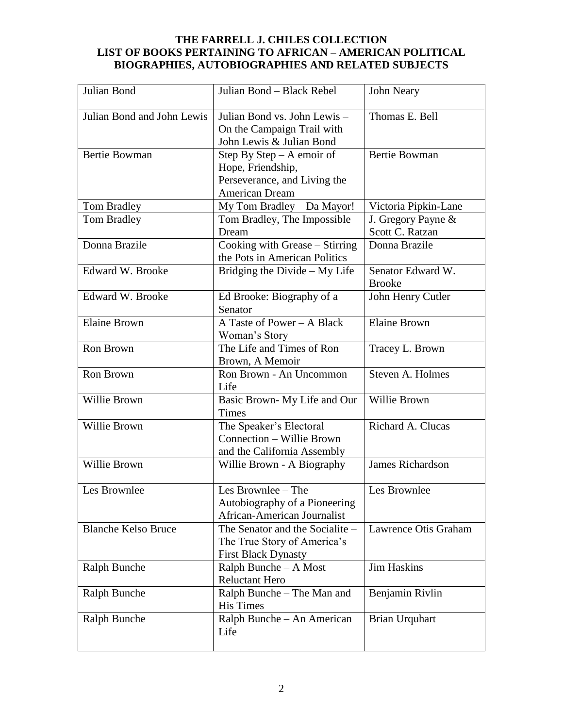# THE FARRELL J. CHILES COLLECTION
# LIST OF BOOKS PERTAINING TO AFRICAN – AMERICAN POLITICAL BIOGRAPHIES, AUTOBIOGRAPHIES AND RELATED SUBJECTS

| | | |
|---|---|---|
| Julian Bond | Julian Bond – Black Rebel | John Neary |
| Julian Bond and John Lewis | Julian Bond vs. John Lewis – On the Campaign Trail with John Lewis & Julian Bond | Thomas E. Bell |
| Bertie Bowman | Step By Step – A emoir of Hope, Friendship, Perseverance, and Living the American Dream | Bertie Bowman |
| Tom Bradley | My Tom Bradley – Da Mayor! | Victoria Pipkin-Lane |
| Tom Bradley | Tom Bradley, The Impossible Dream | J. Gregory Payne & Scott C. Ratzan |
| Donna Brazile | Cooking with Grease – Stirring the Pots in American Politics | Donna Brazile |
| Edward W. Brooke | Bridging the Divide – My Life | Senator Edward W. Brooke |
| Edward W. Brooke | Ed Brooke: Biography of a Senator | John Henry Cutler |
| Elaine Brown | A Taste of Power – A Black Woman's Story | Elaine Brown |
| Ron Brown | The Life and Times of Ron Brown, A Memoir | Tracey L. Brown |
| Ron Brown | Ron Brown - An Uncommon Life | Steven A. Holmes |
| Willie Brown | Basic Brown- My Life and Our Times | Willie Brown |
| Willie Brown | The Speaker's Electoral Connection – Willie Brown and the California Assembly | Richard A. Clucas |
| Willie Brown | Willie Brown - A Biography | James Richardson |
| Les Brownlee | Les Brownlee – The Autobiography of a Pioneering African-American Journalist | Les Brownlee |
| Blanche Kelso Bruce | The Senator and the Socialite – The True Story of America's First Black Dynasty | Lawrence Otis Graham |
| Ralph Bunche | Ralph Bunche – A Most Reluctant Hero | Jim Haskins |
| Ralph Bunche | Ralph Bunche – The Man and His Times | Benjamin Rivlin |
| Ralph Bunche | Ralph Bunche – An American Life | Brian Urquhart |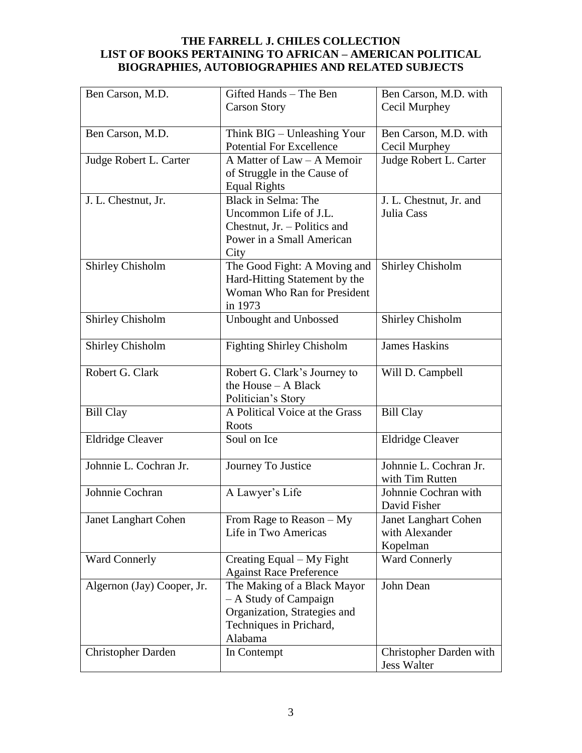**THE FARRELL J. CHILES COLLECTION**
**LIST OF BOOKS PERTAINING TO AFRICAN – AMERICAN POLITICAL BIOGRAPHIES, AUTOBIOGRAPHIES AND RELATED SUBJECTS**

| | | |
|---|---|---|
| Ben Carson, M.D. | Gifted Hands – The Ben Carson Story | Ben Carson, M.D. with Cecil Murphey |
| Ben Carson, M.D. | Think BIG – Unleashing Your Potential For Excellence | Ben Carson, M.D. with Cecil Murphey |
| Judge Robert L. Carter | A Matter of Law – A Memoir of Struggle in the Cause of Equal Rights | Judge Robert L. Carter |
| J. L. Chestnut, Jr. | Black in Selma: The Uncommon Life of J.L. Chestnut, Jr. – Politics and Power in a Small American City | J. L. Chestnut, Jr. and Julia Cass |
| Shirley Chisholm | The Good Fight: A Moving and Hard-Hitting Statement by the Woman Who Ran for President in 1973 | Shirley Chisholm |
| Shirley Chisholm | Unbought and Unbossed | Shirley Chisholm |
| Shirley Chisholm | Fighting Shirley Chisholm | James Haskins |
| Robert G. Clark | Robert G. Clark's Journey to the House – A Black Politician's Story | Will D. Campbell |
| Bill Clay | A Political Voice at the Grass Roots | Bill Clay |
| Eldridge Cleaver | Soul on Ice | Eldridge Cleaver |
| Johnnie L. Cochran Jr. | Journey To Justice | Johnnie L. Cochran Jr. with Tim Rutten |
| Johnnie Cochran | A Lawyer's Life | Johnnie Cochran with David Fisher |
| Janet Langhart Cohen | From Rage to Reason – My Life in Two Americas | Janet Langhart Cohen with Alexander Kopelman |
| Ward Connerly | Creating Equal – My Fight Against Race Preference | Ward Connerly |
| Algernon (Jay) Cooper, Jr. | The Making of a Black Mayor – A Study of Campaign Organization, Strategies and Techniques in Prichard, Alabama | John Dean |
| Christopher Darden | In Contempt | Christopher Darden with Jess Walter |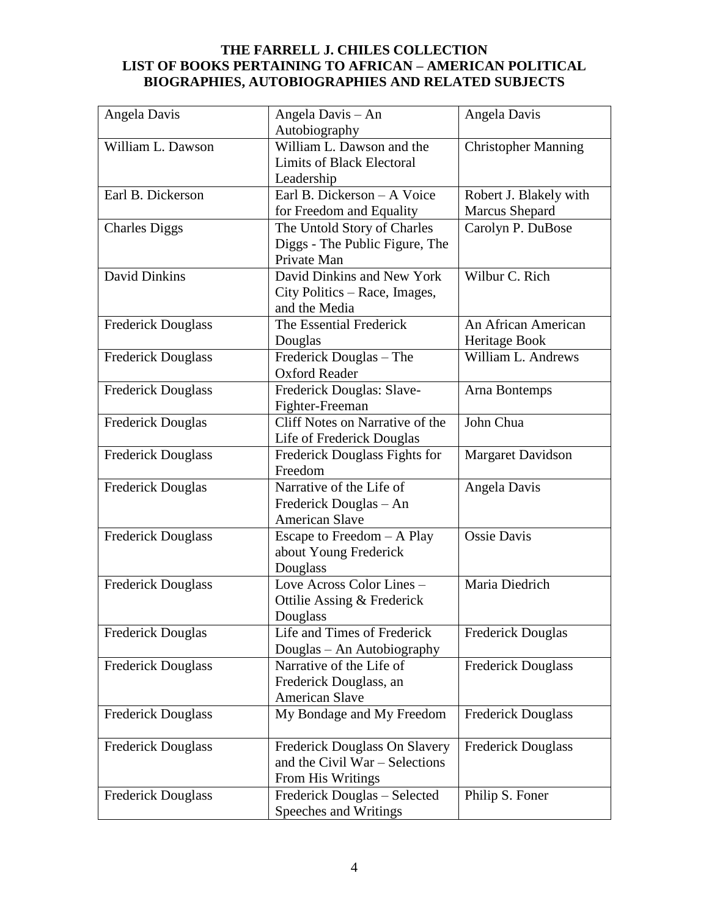**THE FARRELL J. CHILES COLLECTION**
**LIST OF BOOKS PERTAINING TO AFRICAN – AMERICAN POLITICAL BIOGRAPHIES, AUTOBIOGRAPHIES AND RELATED SUBJECTS**

| | | |
|---|---|---|
| Angela Davis | Angela Davis – An Autobiography | Angela Davis |
| William L. Dawson | William L. Dawson and the Limits of Black Electoral Leadership | Christopher Manning |
| Earl B. Dickerson | Earl B. Dickerson – A Voice for Freedom and Equality | Robert J. Blakely with Marcus Shepard |
| Charles Diggs | The Untold Story of Charles Diggs - The Public Figure, The Private Man | Carolyn P. DuBose |
| David Dinkins | David Dinkins and New York City Politics – Race, Images, and the Media | Wilbur C. Rich |
| Frederick Douglass | The Essential Frederick Douglas | An African American Heritage Book |
| Frederick Douglass | Frederick Douglas – The Oxford Reader | William L. Andrews |
| Frederick Douglass | Frederick Douglas: Slave-Fighter-Freeman | Arna Bontemps |
| Frederick Douglas | Cliff Notes on Narrative of the Life of Frederick Douglas | John Chua |
| Frederick Douglass | Frederick Douglass Fights for Freedom | Margaret Davidson |
| Frederick Douglas | Narrative of the Life of Frederick Douglas – An American Slave | Angela Davis |
| Frederick Douglass | Escape to Freedom – A Play about Young Frederick Douglass | Ossie Davis |
| Frederick Douglass | Love Across Color Lines – Ottilie Assing & Frederick Douglass | Maria Diedrich |
| Frederick Douglas | Life and Times of Frederick Douglas – An Autobiography | Frederick Douglas |
| Frederick Douglass | Narrative of the Life of Frederick Douglass, an American Slave | Frederick Douglass |
| Frederick Douglass | My Bondage and My Freedom | Frederick Douglass |
| Frederick Douglass | Frederick Douglass On Slavery and the Civil War – Selections From His Writings | Frederick Douglass |
| Frederick Douglass | Frederick Douglas – Selected Speeches and Writings | Philip S. Foner |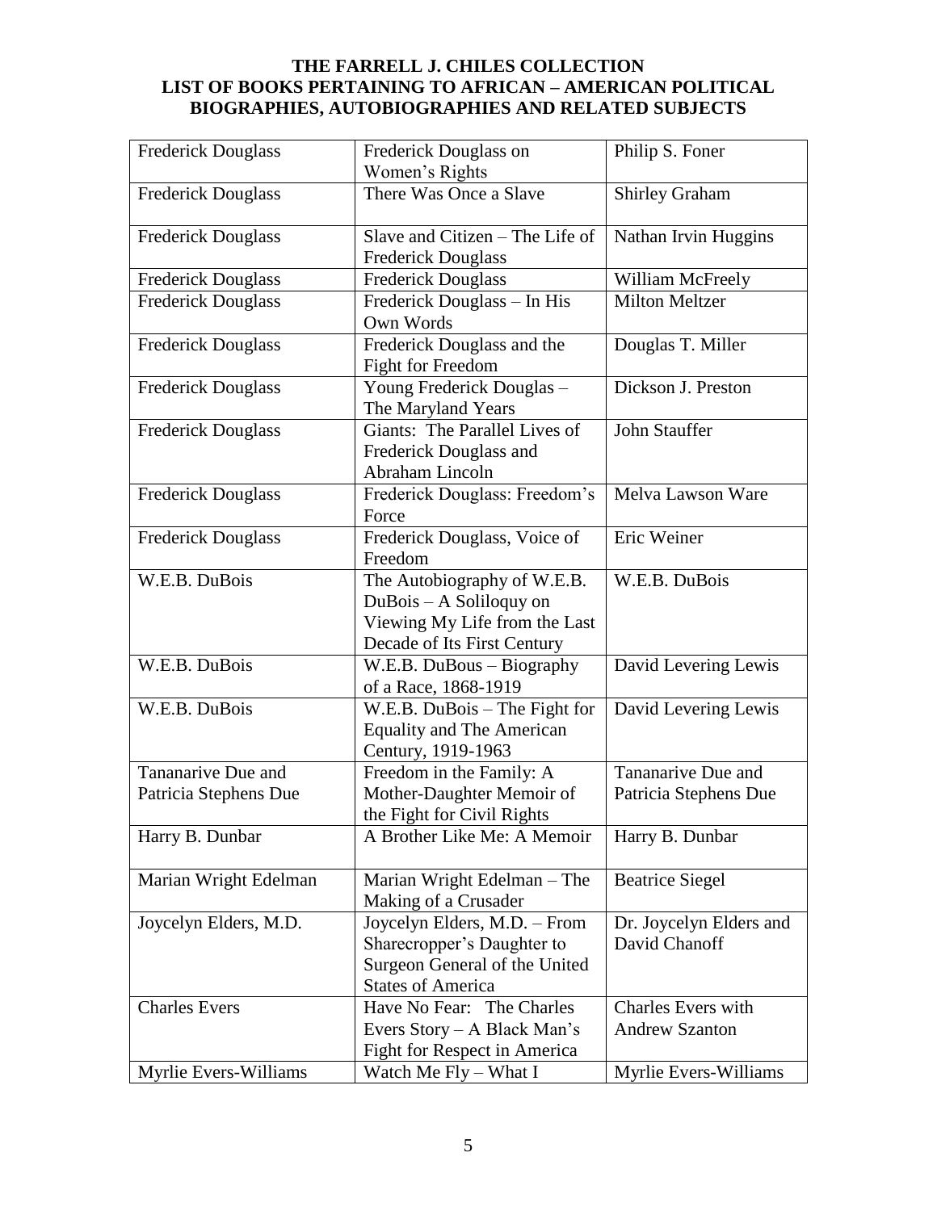# THE FARRELL J. CHILES COLLECTION
# LIST OF BOOKS PERTAINING TO AFRICAN – AMERICAN POLITICAL BIOGRAPHIES, AUTOBIOGRAPHIES AND RELATED SUBJECTS

| | | |
|---|---|---|
| Frederick Douglass | Frederick Douglass on Women's Rights | Philip S. Foner |
| Frederick Douglass | There Was Once a Slave | Shirley Graham |
| Frederick Douglass | Slave and Citizen – The Life of Frederick Douglass | Nathan Irvin Huggins |
| Frederick Douglass | Frederick Douglass | William McFreely |
| Frederick Douglass | Frederick Douglass – In His Own Words | Milton Meltzer |
| Frederick Douglass | Frederick Douglass and the Fight for Freedom | Douglas T. Miller |
| Frederick Douglass | Young Frederick Douglas – The Maryland Years | Dickson J. Preston |
| Frederick Douglass | Giants: The Parallel Lives of Frederick Douglass and Abraham Lincoln | John Stauffer |
| Frederick Douglass | Frederick Douglass: Freedom's Force | Melva Lawson Ware |
| Frederick Douglass | Frederick Douglass, Voice of Freedom | Eric Weiner |
| W.E.B. DuBois | The Autobiography of W.E.B. DuBois – A Soliloquy on Viewing My Life from the Last Decade of Its First Century | W.E.B. DuBois |
| W.E.B. DuBois | W.E.B. DuBous – Biography of a Race, 1868-1919 | David Levering Lewis |
| W.E.B. DuBois | W.E.B. DuBois – The Fight for Equality and The American Century, 1919-1963 | David Levering Lewis |
| Tananarive Due and Patricia Stephens Due | Freedom in the Family: A Mother-Daughter Memoir of the Fight for Civil Rights | Tananarive Due and Patricia Stephens Due |
| Harry B. Dunbar | A Brother Like Me: A Memoir | Harry B. Dunbar |
| Marian Wright Edelman | Marian Wright Edelman – The Making of a Crusader | Beatrice Siegel |
| Joycelyn Elders, M.D. | Joycelyn Elders, M.D. – From Sharecropper's Daughter to Surgeon General of the United States of America | Dr. Joycelyn Elders and David Chanoff |
| Charles Evers | Have No Fear: The Charles Evers Story – A Black Man's Fight for Respect in America | Charles Evers with Andrew Szanton |
| Myrlie Evers-Williams | Watch Me Fly – What I | Myrlie Evers-Williams |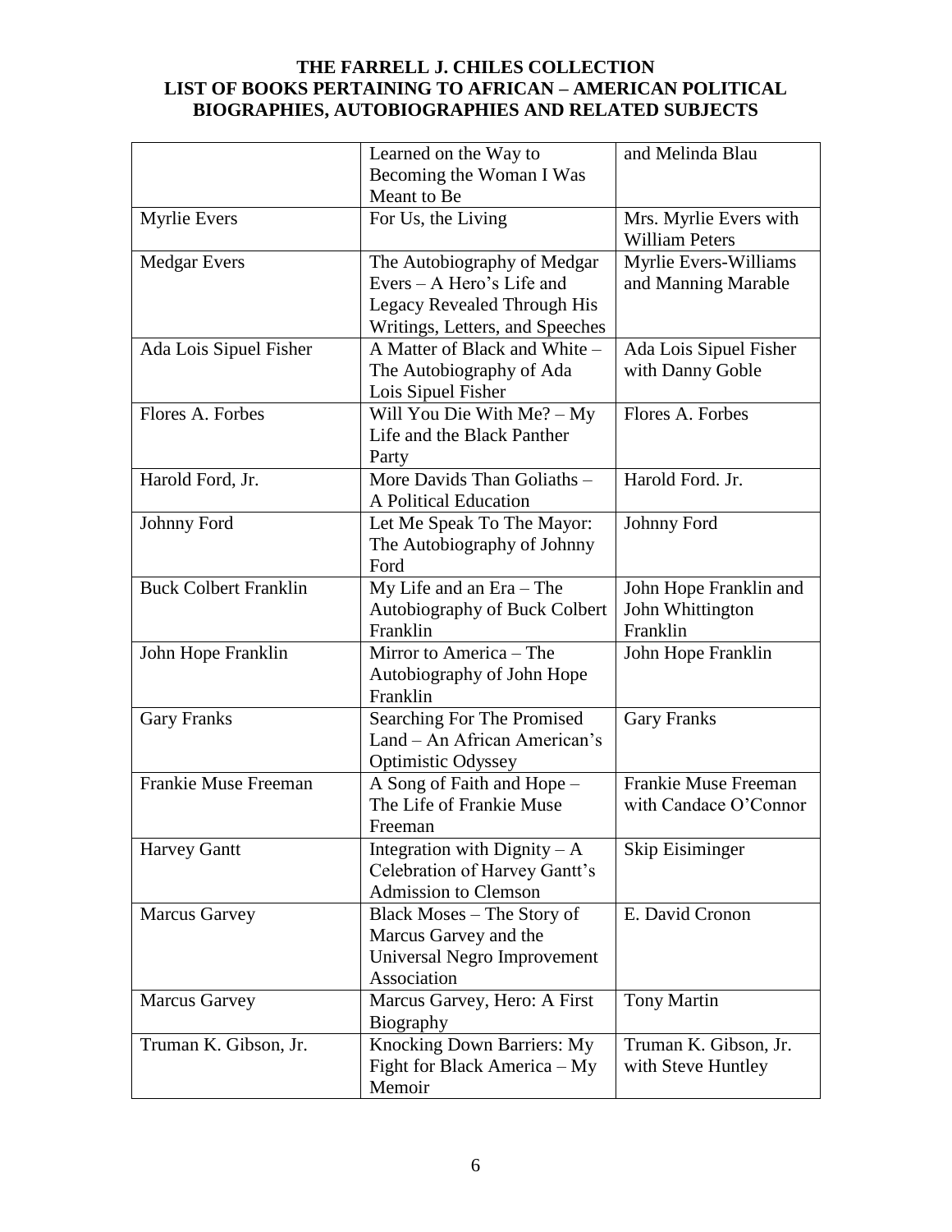**THE FARRELL J. CHILES COLLECTION**
**LIST OF BOOKS PERTAINING TO AFRICAN – AMERICAN POLITICAL BIOGRAPHIES, AUTOBIOGRAPHIES AND RELATED SUBJECTS**

| | | |
|---|---|---|
| | Learned on the Way to Becoming the Woman I Was Meant to Be | and Melinda Blau |
| Myrlie Evers | For Us, the Living | Mrs. Myrlie Evers with William Peters |
| Medgar Evers | The Autobiography of Medgar Evers – A Hero's Life and Legacy Revealed Through His Writings, Letters, and Speeches | Myrlie Evers-Williams and Manning Marable |
| Ada Lois Sipuel Fisher | A Matter of Black and White – The Autobiography of Ada Lois Sipuel Fisher | Ada Lois Sipuel Fisher with Danny Goble |
| Flores A. Forbes | Will You Die With Me? – My Life and the Black Panther Party | Flores A. Forbes |
| Harold Ford, Jr. | More Davids Than Goliaths – A Political Education | Harold Ford. Jr. |
| Johnny Ford | Let Me Speak To The Mayor: The Autobiography of Johnny Ford | Johnny Ford |
| Buck Colbert Franklin | My Life and an Era – The Autobiography of Buck Colbert Franklin | John Hope Franklin and John Whittington Franklin |
| John Hope Franklin | Mirror to America – The Autobiography of John Hope Franklin | John Hope Franklin |
| Gary Franks | Searching For The Promised Land – An African American's Optimistic Odyssey | Gary Franks |
| Frankie Muse Freeman | A Song of Faith and Hope – The Life of Frankie Muse Freeman | Frankie Muse Freeman with Candace O'Connor |
| Harvey Gantt | Integration with Dignity – A Celebration of Harvey Gantt's Admission to Clemson | Skip Eisiminger |
| Marcus Garvey | Black Moses – The Story of Marcus Garvey and the Universal Negro Improvement Association | E. David Cronon |
| Marcus Garvey | Marcus Garvey, Hero: A First Biography | Tony Martin |
| Truman K. Gibson, Jr. | Knocking Down Barriers: My Fight for Black America – My Memoir | Truman K. Gibson, Jr. with Steve Huntley |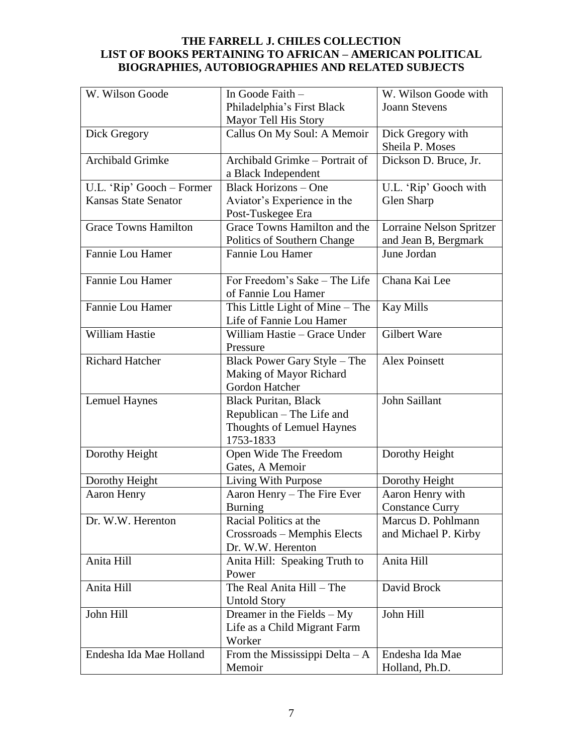**THE FARRELL J. CHILES COLLECTION**
**LIST OF BOOKS PERTAINING TO AFRICAN – AMERICAN POLITICAL BIOGRAPHIES, AUTOBIOGRAPHIES AND RELATED SUBJECTS**

| | | |
|---|---|---|
| W. Wilson Goode | In Goode Faith – Philadelphia's First Black Mayor Tell His Story | W. Wilson Goode with Joann Stevens |
| Dick Gregory | Callus On My Soul: A Memoir | Dick Gregory with Sheila P. Moses |
| Archibald Grimke | Archibald Grimke – Portrait of a Black Independent | Dickson D. Bruce, Jr. |
| U.L. 'Rip' Gooch – Former Kansas State Senator | Black Horizons – One Aviator's Experience in the Post-Tuskegee Era | U.L. 'Rip' Gooch with Glen Sharp |
| Grace Towns Hamilton | Grace Towns Hamilton and the Politics of Southern Change | Lorraine Nelson Spritzer and Jean B, Bergmark |
| Fannie Lou Hamer | Fannie Lou Hamer | June Jordan |
| Fannie Lou Hamer | For Freedom's Sake – The Life of Fannie Lou Hamer | Chana Kai Lee |
| Fannie Lou Hamer | This Little Light of Mine – The Life of Fannie Lou Hamer | Kay Mills |
| William Hastie | William Hastie – Grace Under Pressure | Gilbert Ware |
| Richard Hatcher | Black Power Gary Style – The Making of Mayor Richard Gordon Hatcher | Alex Poinsett |
| Lemuel Haynes | Black Puritan, Black Republican – The Life and Thoughts of Lemuel Haynes 1753-1833 | John Saillant |
| Dorothy Height | Open Wide The Freedom Gates, A Memoir | Dorothy Height |
| Dorothy Height | Living With Purpose | Dorothy Height |
| Aaron Henry | Aaron Henry – The Fire Ever Burning | Aaron Henry with Constance Curry |
| Dr. W.W. Herenton | Racial Politics at the Crossroads – Memphis Elects Dr. W.W. Herenton | Marcus D. Pohlmann and Michael P. Kirby |
| Anita Hill | Anita Hill: Speaking Truth to Power | Anita Hill |
| Anita Hill | The Real Anita Hill – The Untold Story | David Brock |
| John Hill | Dreamer in the Fields – My Life as a Child Migrant Farm Worker | John Hill |
| Endesha Ida Mae Holland | From the Mississippi Delta – A Memoir | Endesha Ida Mae Holland, Ph.D. |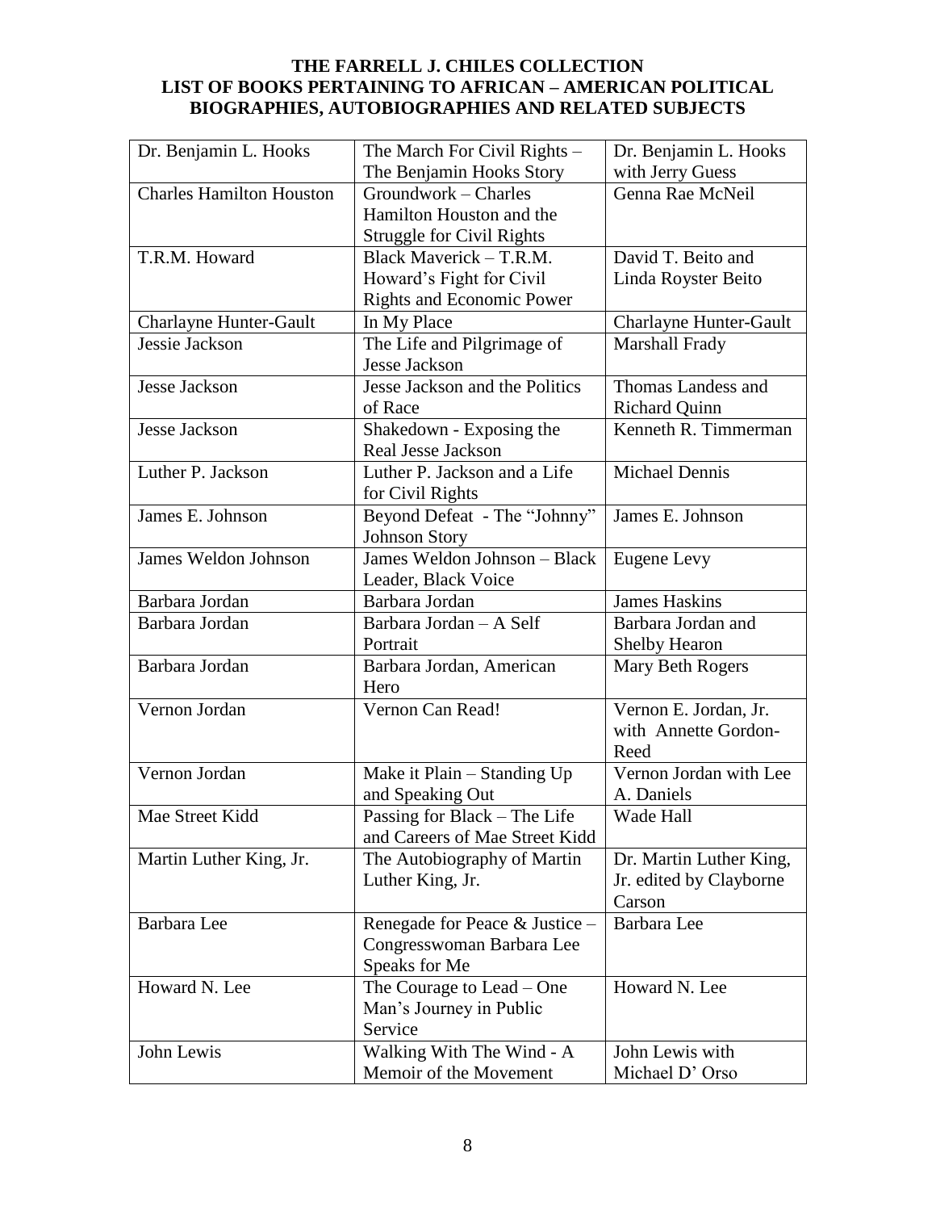# THE FARRELL J. CHILES COLLECTION
# LIST OF BOOKS PERTAINING TO AFRICAN – AMERICAN POLITICAL BIOGRAPHIES, AUTOBIOGRAPHIES AND RELATED SUBJECTS

| | | |
|---|---|---|
| Dr. Benjamin L. Hooks | The March For Civil Rights – The Benjamin Hooks Story | Dr. Benjamin L. Hooks with Jerry Guess |
| Charles Hamilton Houston | Groundwork – Charles Hamilton Houston and the Struggle for Civil Rights | Genna Rae McNeil |
| T.R.M. Howard | Black Maverick – T.R.M. Howard's Fight for Civil Rights and Economic Power | David T. Beito and Linda Royster Beito |
| Charlayne Hunter-Gault | In My Place | Charlayne Hunter-Gault |
| Jessie Jackson | The Life and Pilgrimage of Jesse Jackson | Marshall Frady |
| Jesse Jackson | Jesse Jackson and the Politics of Race | Thomas Landess and Richard Quinn |
| Jesse Jackson | Shakedown - Exposing the Real Jesse Jackson | Kenneth R. Timmerman |
| Luther P. Jackson | Luther P. Jackson and a Life for Civil Rights | Michael Dennis |
| James E. Johnson | Beyond Defeat - The "Johnny" Johnson Story | James E. Johnson |
| James Weldon Johnson | James Weldon Johnson – Black Leader, Black Voice | Eugene Levy |
| Barbara Jordan | Barbara Jordan | James Haskins |
| Barbara Jordan | Barbara Jordan – A Self Portrait | Barbara Jordan and Shelby Hearon |
| Barbara Jordan | Barbara Jordan, American Hero | Mary Beth Rogers |
| Vernon Jordan | Vernon Can Read! | Vernon E. Jordan, Jr. with Annette Gordon-Reed |
| Vernon Jordan | Make it Plain – Standing Up and Speaking Out | Vernon Jordan with Lee A. Daniels |
| Mae Street Kidd | Passing for Black – The Life and Careers of Mae Street Kidd | Wade Hall |
| Martin Luther King, Jr. | The Autobiography of Martin Luther King, Jr. | Dr. Martin Luther King, Jr. edited by Clayborne Carson |
| Barbara Lee | Renegade for Peace & Justice – Congresswoman Barbara Lee Speaks for Me | Barbara Lee |
| Howard N. Lee | The Courage to Lead – One Man's Journey in Public Service | Howard N. Lee |
| John Lewis | Walking With The Wind - A Memoir of the Movement | John Lewis with Michael D' Orso |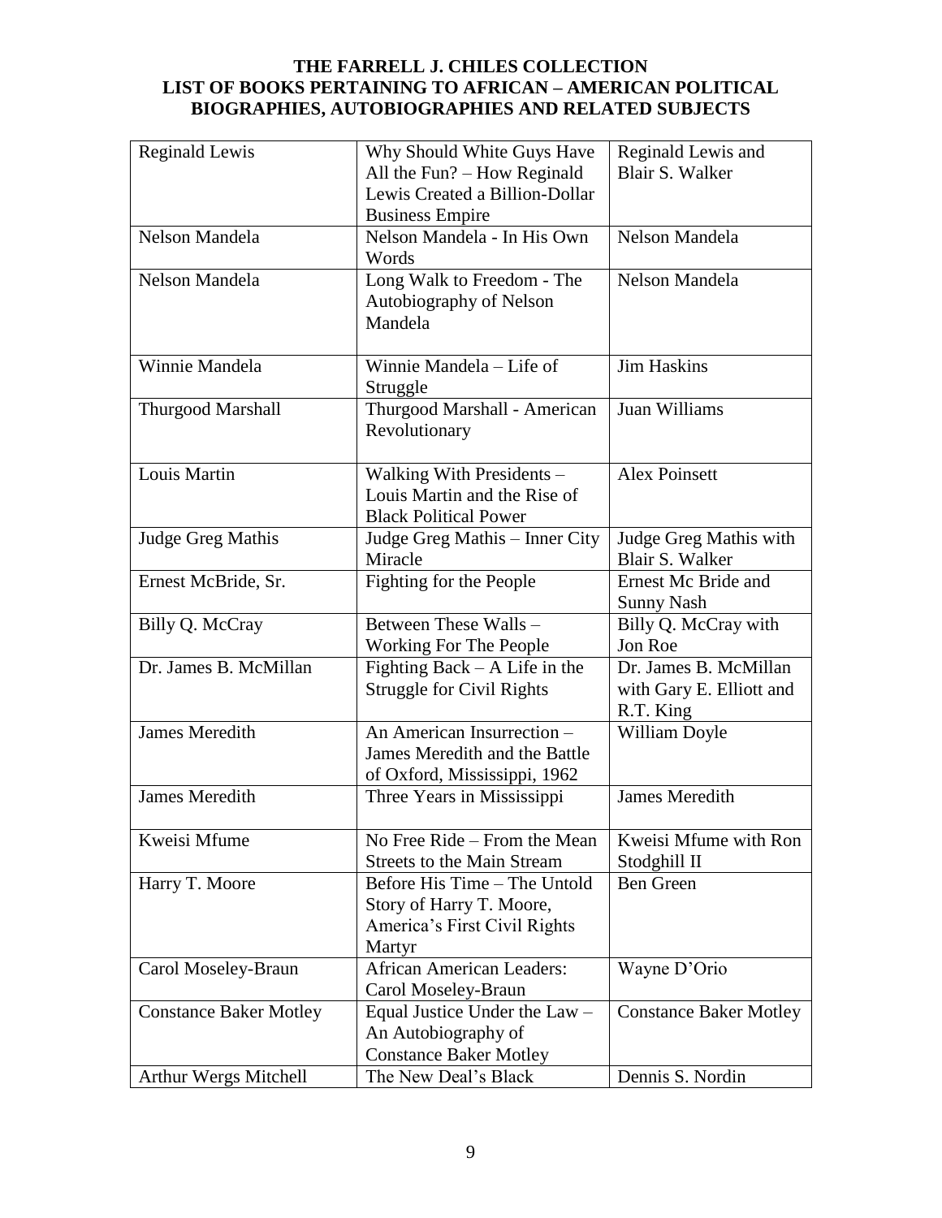**THE FARRELL J. CHILES COLLECTION**
**LIST OF BOOKS PERTAINING TO AFRICAN – AMERICAN POLITICAL BIOGRAPHIES, AUTOBIOGRAPHIES AND RELATED SUBJECTS**

| | | |
|---|---|---|
| Reginald Lewis | Why Should White Guys Have All the Fun? – How Reginald Lewis Created a Billion-Dollar Business Empire | Reginald Lewis and Blair S. Walker |
| Nelson Mandela | Nelson Mandela - In His Own Words | Nelson Mandela |
| Nelson Mandela | Long Walk to Freedom - The Autobiography of Nelson Mandela | Nelson Mandela |
| Winnie Mandela | Winnie Mandela – Life of Struggle | Jim Haskins |
| Thurgood Marshall | Thurgood Marshall - American Revolutionary | Juan Williams |
| Louis Martin | Walking With Presidents – Louis Martin and the Rise of Black Political Power | Alex Poinsett |
| Judge Greg Mathis | Judge Greg Mathis – Inner City Miracle | Judge Greg Mathis with Blair S. Walker |
| Ernest McBride, Sr. | Fighting for the People | Ernest Mc Bride and Sunny Nash |
| Billy Q. McCray | Between These Walls – Working For The People | Billy Q. McCray with Jon Roe |
| Dr. James B. McMillan | Fighting Back – A Life in the Struggle for Civil Rights | Dr. James B. McMillan with Gary E. Elliott and R.T. King |
| James Meredith | An American Insurrection – James Meredith and the Battle of Oxford, Mississippi, 1962 | William Doyle |
| James Meredith | Three Years in Mississippi | James Meredith |
| Kweisi Mfume | No Free Ride – From the Mean Streets to the Main Stream | Kweisi Mfume with Ron Stodghill II |
| Harry T. Moore | Before His Time – The Untold Story of Harry T. Moore, America's First Civil Rights Martyr | Ben Green |
| Carol Moseley-Braun | African American Leaders: Carol Moseley-Braun | Wayne D'Orio |
| Constance Baker Motley | Equal Justice Under the Law – An Autobiography of Constance Baker Motley | Constance Baker Motley |
| Arthur Wergs Mitchell | The New Deal's Black | Dennis S. Nordin |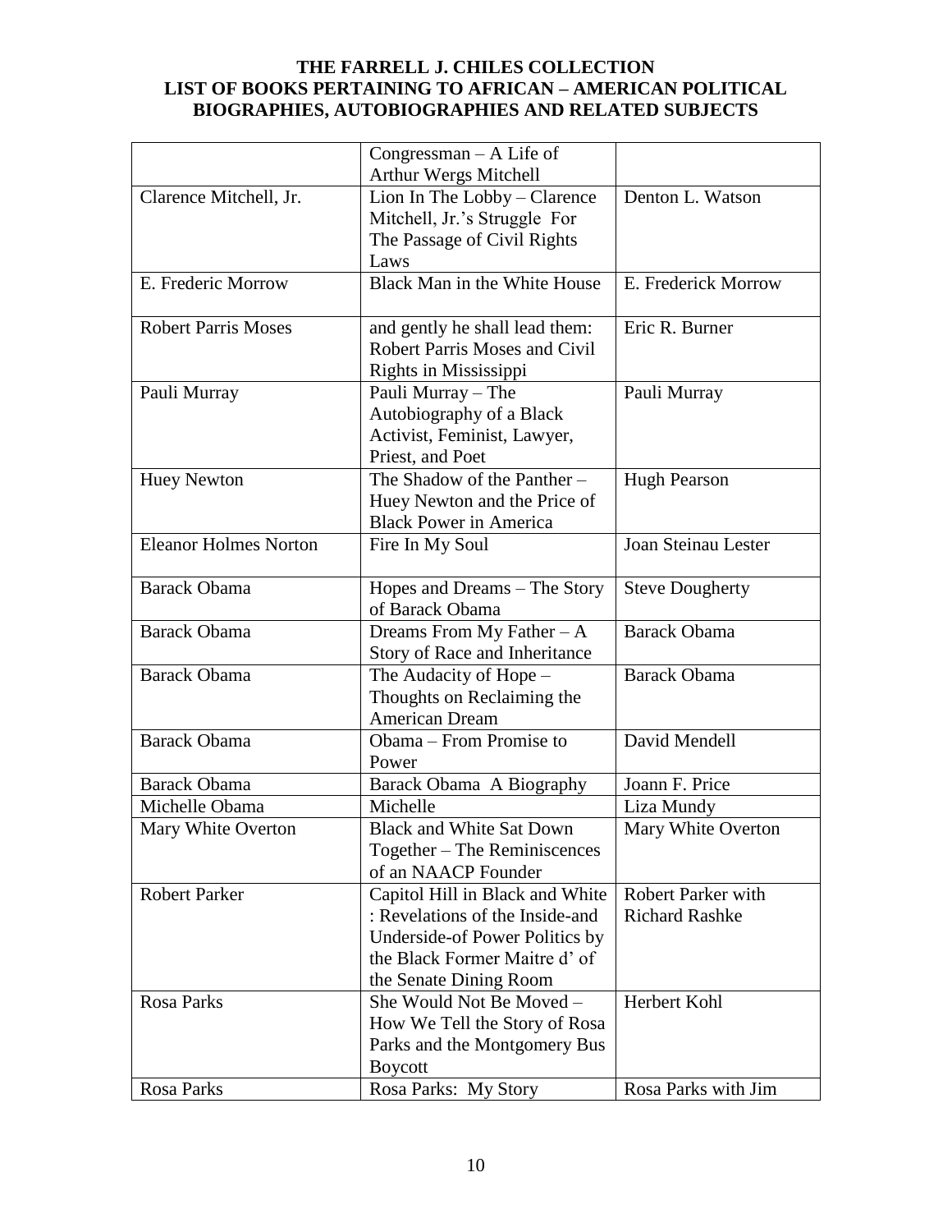**THE FARRELL J. CHILES COLLECTION**
**LIST OF BOOKS PERTAINING TO AFRICAN – AMERICAN POLITICAL BIOGRAPHIES, AUTOBIOGRAPHIES AND RELATED SUBJECTS**

| | | |
|---|---|---|
| | Congressman – A Life of Arthur Wergs Mitchell | |
| Clarence Mitchell, Jr. | Lion In The Lobby – Clarence Mitchell, Jr.'s Struggle For The Passage of Civil Rights Laws | Denton L. Watson |
| E. Frederic Morrow | Black Man in the White House | E. Frederick Morrow |
| Robert Parris Moses | and gently he shall lead them: Robert Parris Moses and Civil Rights in Mississippi | Eric R. Burner |
| Pauli Murray | Pauli Murray – The Autobiography of a Black Activist, Feminist, Lawyer, Priest, and Poet | Pauli Murray |
| Huey Newton | The Shadow of the Panther – Huey Newton and the Price of Black Power in America | Hugh Pearson |
| Eleanor Holmes Norton | Fire In My Soul | Joan Steinau Lester |
| Barack Obama | Hopes and Dreams – The Story of Barack Obama | Steve Dougherty |
| Barack Obama | Dreams From My Father – A Story of Race and Inheritance | Barack Obama |
| Barack Obama | The Audacity of Hope – Thoughts on Reclaiming the American Dream | Barack Obama |
| Barack Obama | Obama – From Promise to Power | David Mendell |
| Barack Obama | Barack Obama A Biography | Joann F. Price |
| Michelle Obama | Michelle | Liza Mundy |
| Mary White Overton | Black and White Sat Down Together – The Reminiscences of an NAACP Founder | Mary White Overton |
| Robert Parker | Capitol Hill in Black and White : Revelations of the Inside-and Underside-of Power Politics by the Black Former Maitre d' of the Senate Dining Room | Robert Parker with Richard Rashke |
| Rosa Parks | She Would Not Be Moved – How We Tell the Story of Rosa Parks and the Montgomery Bus Boycott | Herbert Kohl |
| Rosa Parks | Rosa Parks: My Story | Rosa Parks with Jim |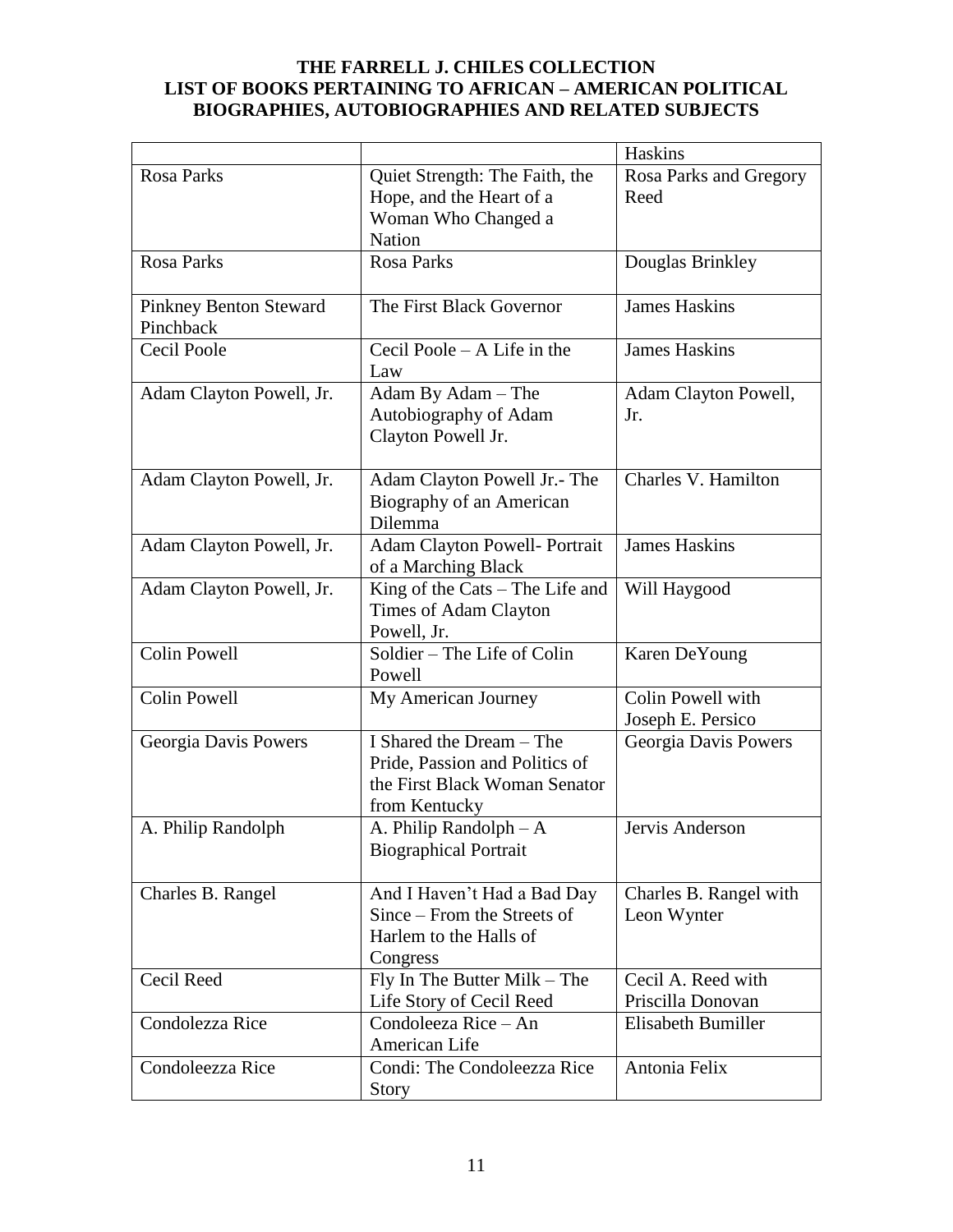**THE FARRELL J. CHILES COLLECTION**
**LIST OF BOOKS PERTAINING TO AFRICAN – AMERICAN POLITICAL BIOGRAPHIES, AUTOBIOGRAPHIES AND RELATED SUBJECTS**

| | | |
|---|---|---|
| | | Haskins |
| Rosa Parks | Quiet Strength: The Faith, the Hope, and the Heart of a Woman Who Changed a Nation | Rosa Parks and Gregory Reed |
| Rosa Parks | Rosa Parks | Douglas Brinkley |
| Pinkney Benton Steward Pinchback | The First Black Governor | James Haskins |
| Cecil Poole | Cecil Poole – A Life in the Law | James Haskins |
| Adam Clayton Powell, Jr. | Adam By Adam – The Autobiography of Adam Clayton Powell Jr. | Adam Clayton Powell, Jr. |
| Adam Clayton Powell, Jr. | Adam Clayton Powell Jr.- The Biography of an American Dilemma | Charles V. Hamilton |
| Adam Clayton Powell, Jr. | Adam Clayton Powell- Portrait of a Marching Black | James Haskins |
| Adam Clayton Powell, Jr. | King of the Cats – The Life and Times of Adam Clayton Powell, Jr. | Will Haygood |
| Colin Powell | Soldier – The Life of Colin Powell | Karen DeYoung |
| Colin Powell | My American Journey | Colin Powell with Joseph E. Persico |
| Georgia Davis Powers | I Shared the Dream – The Pride, Passion and Politics of the First Black Woman Senator from Kentucky | Georgia Davis Powers |
| A. Philip Randolph | A. Philip Randolph – A Biographical Portrait | Jervis Anderson |
| Charles B. Rangel | And I Haven't Had a Bad Day Since – From the Streets of Harlem to the Halls of Congress | Charles B. Rangel with Leon Wynter |
| Cecil Reed | Fly In The Butter Milk – The Life Story of Cecil Reed | Cecil A. Reed with Priscilla Donovan |
| Condolezza Rice | Condoleeza Rice – An American Life | Elisabeth Bumiller |
| Condoleezza Rice | Condi: The Condoleezza Rice Story | Antonia Felix |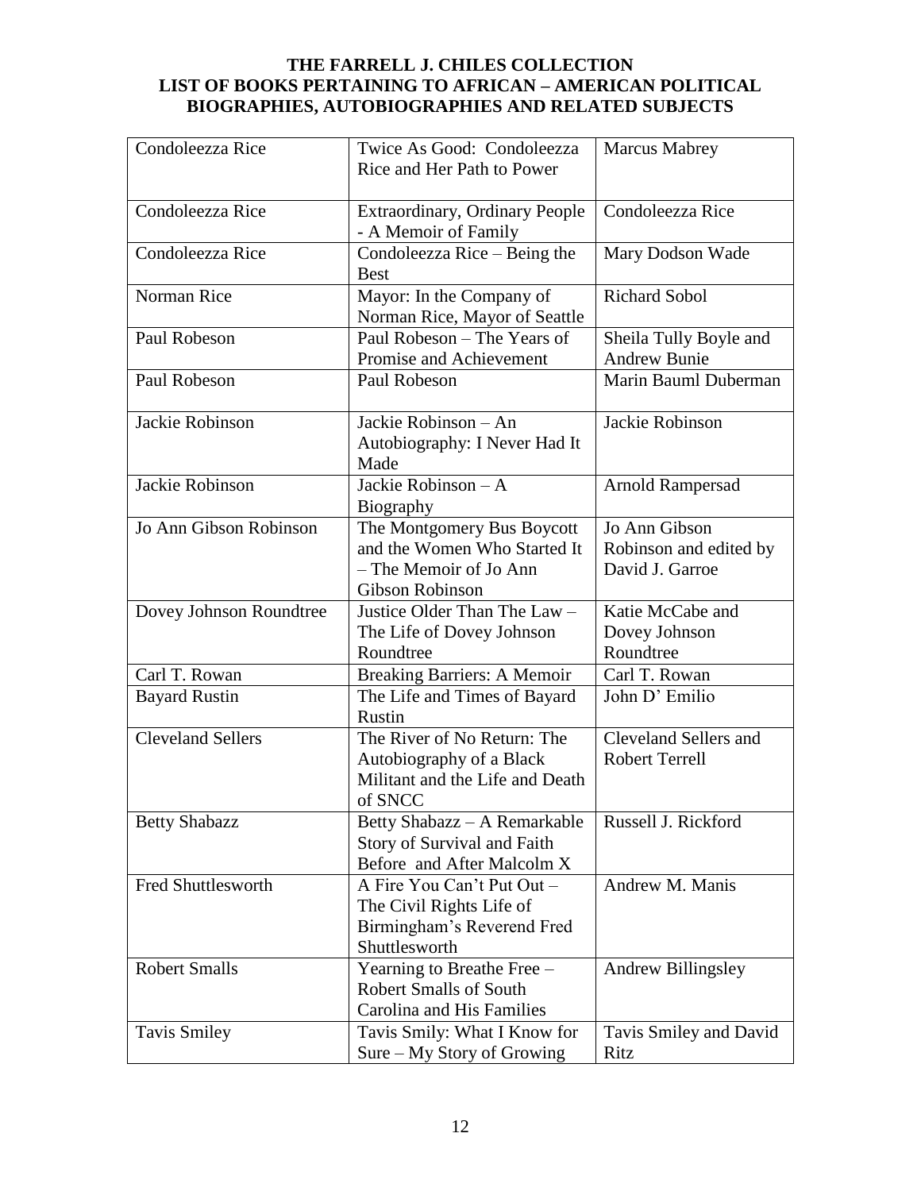**THE FARRELL J. CHILES COLLECTION**
**LIST OF BOOKS PERTAINING TO AFRICAN – AMERICAN POLITICAL BIOGRAPHIES, AUTOBIOGRAPHIES AND RELATED SUBJECTS**

| | | |
|---|---|---|
| Condoleezza Rice | Twice As Good: Condoleezza Rice and Her Path to Power | Marcus Mabrey |
| Condoleezza Rice | Extraordinary, Ordinary People - A Memoir of Family | Condoleezza Rice |
| Condoleezza Rice | Condoleezza Rice – Being the Best | Mary Dodson Wade |
| Norman Rice | Mayor: In the Company of Norman Rice, Mayor of Seattle | Richard Sobol |
| Paul Robeson | Paul Robeson – The Years of Promise and Achievement | Sheila Tully Boyle and Andrew Bunie |
| Paul Robeson | Paul Robeson | Marin Bauml Duberman |
| Jackie Robinson | Jackie Robinson – An Autobiography: I Never Had It Made | Jackie Robinson |
| Jackie Robinson | Jackie Robinson – A Biography | Arnold Rampersad |
| Jo Ann Gibson Robinson | The Montgomery Bus Boycott and the Women Who Started It – The Memoir of Jo Ann Gibson Robinson | Jo Ann Gibson Robinson and edited by David J. Garroe |
| Dovey Johnson Roundtree | Justice Older Than The Law – The Life of Dovey Johnson Roundtree | Katie McCabe and Dovey Johnson Roundtree |
| Carl T. Rowan | Breaking Barriers: A Memoir | Carl T. Rowan |
| Bayard Rustin | The Life and Times of Bayard Rustin | John D' Emilio |
| Cleveland Sellers | The River of No Return: The Autobiography of a Black Militant and the Life and Death of SNCC | Cleveland Sellers and Robert Terrell |
| Betty Shabazz | Betty Shabazz – A Remarkable Story of Survival and Faith Before and After Malcolm X | Russell J. Rickford |
| Fred Shuttlesworth | A Fire You Can't Put Out – The Civil Rights Life of Birmingham's Reverend Fred Shuttlesworth | Andrew M. Manis |
| Robert Smalls | Yearning to Breathe Free – Robert Smalls of South Carolina and His Families | Andrew Billingsley |
| Tavis Smiley | Tavis Smily: What I Know for Sure – My Story of Growing | Tavis Smiley and David Ritz |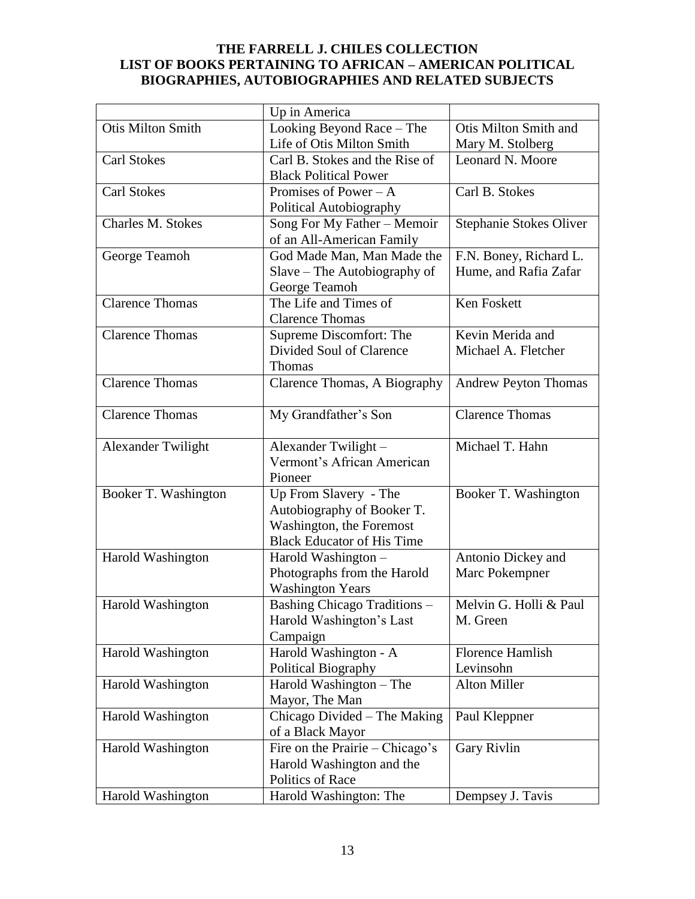**THE FARRELL J. CHILES COLLECTION**
**LIST OF BOOKS PERTAINING TO AFRICAN – AMERICAN POLITICAL BIOGRAPHIES, AUTOBIOGRAPHIES AND RELATED SUBJECTS**

| | | |
|---|---|---|
| | Up in America | |
| Otis Milton Smith | Looking Beyond Race – The Life of Otis Milton Smith | Otis Milton Smith and Mary M. Stolberg |
| Carl Stokes | Carl B. Stokes and the Rise of Black Political Power | Leonard N. Moore |
| Carl Stokes | Promises of Power – A Political Autobiography | Carl B. Stokes |
| Charles M. Stokes | Song For My Father – Memoir of an All-American Family | Stephanie Stokes Oliver |
| George Teamoh | God Made Man, Man Made the Slave – The Autobiography of George Teamoh | F.N. Boney, Richard L. Hume, and Rafia Zafar |
| Clarence Thomas | The Life and Times of Clarence Thomas | Ken Foskett |
| Clarence Thomas | Supreme Discomfort: The Divided Soul of Clarence Thomas | Kevin Merida and Michael A. Fletcher |
| Clarence Thomas | Clarence Thomas, A Biography | Andrew Peyton Thomas |
| Clarence Thomas | My Grandfather's Son | Clarence Thomas |
| Alexander Twilight | Alexander Twilight – Vermont's African American Pioneer | Michael T. Hahn |
| Booker T. Washington | Up From Slavery - The Autobiography of Booker T. Washington, the Foremost Black Educator of His Time | Booker T. Washington |
| Harold Washington | Harold Washington – Photographs from the Harold Washington Years | Antonio Dickey and Marc Pokempner |
| Harold Washington | Bashing Chicago Traditions – Harold Washington's Last Campaign | Melvin G. Holli & Paul M. Green |
| Harold Washington | Harold Washington - A Political Biography | Florence Hamlish Levinsohn |
| Harold Washington | Harold Washington – The Mayor, The Man | Alton Miller |
| Harold Washington | Chicago Divided – The Making of a Black Mayor | Paul Kleppner |
| Harold Washington | Fire on the Prairie – Chicago's Harold Washington and the Politics of Race | Gary Rivlin |
| Harold Washington | Harold Washington: The | Dempsey J. Tavis |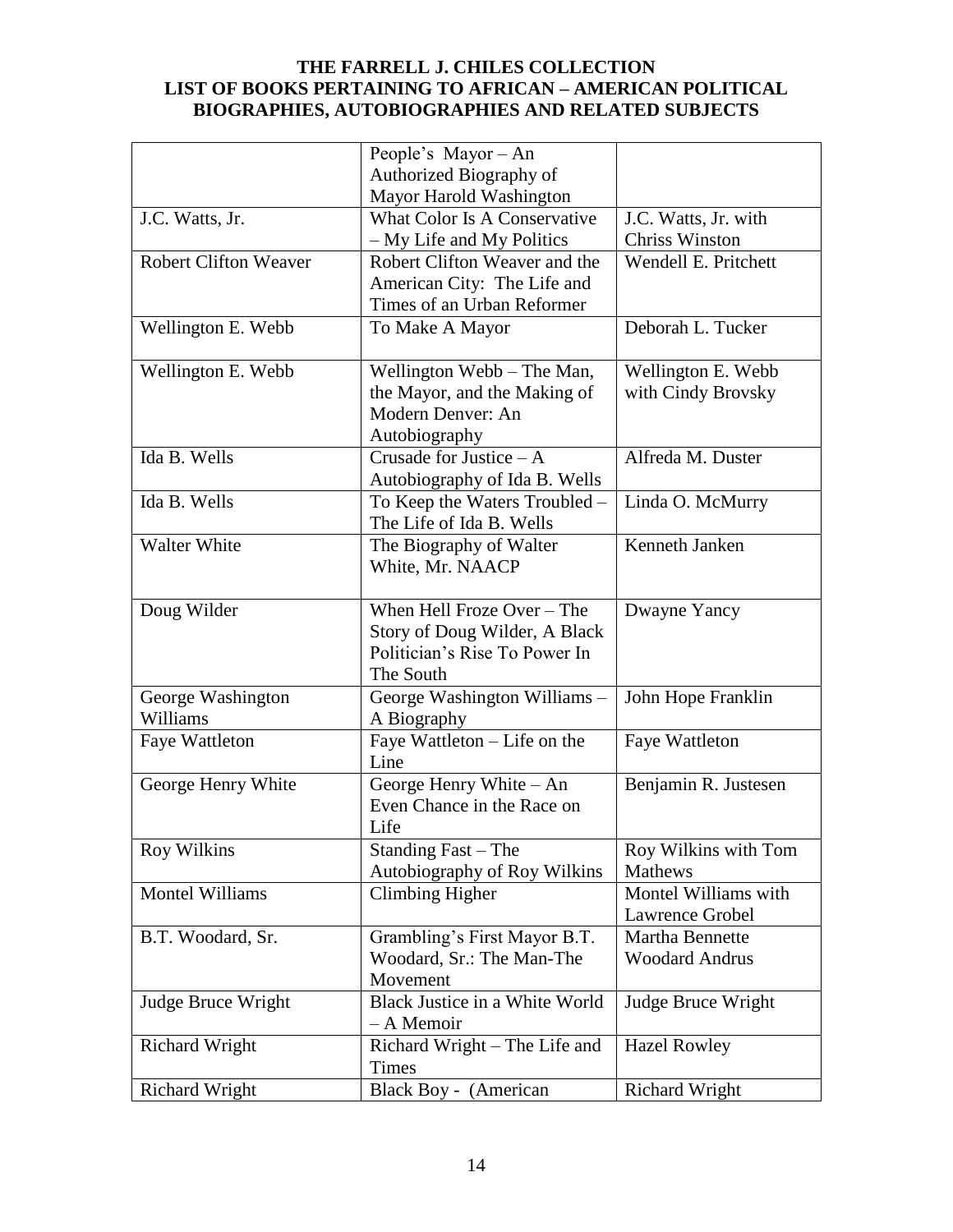**THE FARRELL J. CHILES COLLECTION**
**LIST OF BOOKS PERTAINING TO AFRICAN – AMERICAN POLITICAL BIOGRAPHIES, AUTOBIOGRAPHIES AND RELATED SUBJECTS**

| | | |
|---|---|---|
| | People's Mayor – An Authorized Biography of Mayor Harold Washington | |
| J.C. Watts, Jr. | What Color Is A Conservative – My Life and My Politics | J.C. Watts, Jr. with Chriss Winston |
| Robert Clifton Weaver | Robert Clifton Weaver and the American City: The Life and Times of an Urban Reformer | Wendell E. Pritchett |
| Wellington E. Webb | To Make A Mayor | Deborah L. Tucker |
| Wellington E. Webb | Wellington Webb – The Man, the Mayor, and the Making of Modern Denver: An Autobiography | Wellington E. Webb with Cindy Brovsky |
| Ida B. Wells | Crusade for Justice – A Autobiography of Ida B. Wells | Alfreda M. Duster |
| Ida B. Wells | To Keep the Waters Troubled – The Life of Ida B. Wells | Linda O. McMurry |
| Walter White | The Biography of Walter White, Mr. NAACP | Kenneth Janken |
| Doug Wilder | When Hell Froze Over – The Story of Doug Wilder, A Black Politician's Rise To Power In The South | Dwayne Yancy |
| George Washington Williams | George Washington Williams – A Biography | John Hope Franklin |
| Faye Wattleton | Faye Wattleton – Life on the Line | Faye Wattleton |
| George Henry White | George Henry White – An Even Chance in the Race on Life | Benjamin R. Justesen |
| Roy Wilkins | Standing Fast – The Autobiography of Roy Wilkins | Roy Wilkins with Tom Mathews |
| Montel Williams | Climbing Higher | Montel Williams with Lawrence Grobel |
| B.T. Woodard, Sr. | Grambling's First Mayor B.T. Woodard, Sr.: The Man-The Movement | Martha Bennette Woodard Andrus |
| Judge Bruce Wright | Black Justice in a White World – A Memoir | Judge Bruce Wright |
| Richard Wright | Richard Wright – The Life and Times | Hazel Rowley |
| Richard Wright | Black Boy - (American | Richard Wright |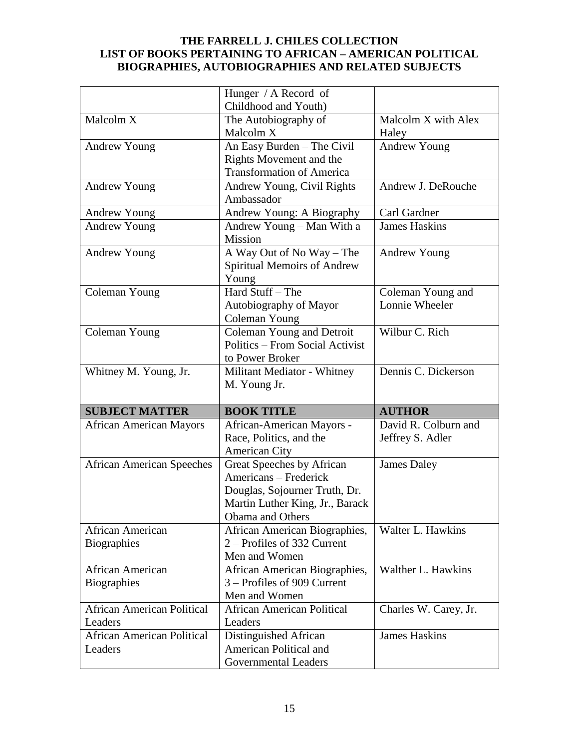**THE FARRELL J. CHILES COLLECTION**
**LIST OF BOOKS PERTAINING TO AFRICAN – AMERICAN POLITICAL BIOGRAPHIES, AUTOBIOGRAPHIES AND RELATED SUBJECTS**

| | | |
|---|---|---|
| | Hunger / A Record of Childhood and Youth) | |
| Malcolm X | The Autobiography of Malcolm X | Malcolm X with Alex Haley |
| Andrew Young | An Easy Burden – The Civil Rights Movement and the Transformation of America | Andrew Young |
| Andrew Young | Andrew Young, Civil Rights Ambassador | Andrew J. DeRouche |
| Andrew Young | Andrew Young: A Biography | Carl Gardner |
| Andrew Young | Andrew Young – Man With a Mission | James Haskins |
| Andrew Young | A Way Out of No Way – The Spiritual Memoirs of Andrew Young | Andrew Young |
| Coleman Young | Hard Stuff – The Autobiography of Mayor Coleman Young | Coleman Young and Lonnie Wheeler |
| Coleman Young | Coleman Young and Detroit Politics – From Social Activist to Power Broker | Wilbur C. Rich |
| Whitney M. Young, Jr. | Militant Mediator - Whitney M. Young Jr. | Dennis C. Dickerson |

| SUBJECT MATTER | BOOK TITLE | AUTHOR |
|---|---|---|
| African American Mayors | African-American Mayors - Race, Politics, and the American City | David R. Colburn and Jeffrey S. Adler |
| African American Speeches | Great Speeches by African Americans – Frederick Douglas, Sojourner Truth, Dr. Martin Luther King, Jr., Barack Obama and Others | James Daley |
| African American Biographies | African American Biographies, 2 – Profiles of 332 Current Men and Women | Walter L. Hawkins |
| African American Biographies | African American Biographies, 3 – Profiles of 909 Current Men and Women | Walther L. Hawkins |
| African American Political Leaders | African American Political Leaders | Charles W. Carey, Jr. |
| African American Political Leaders | Distinguished African American Political and Governmental Leaders | James Haskins |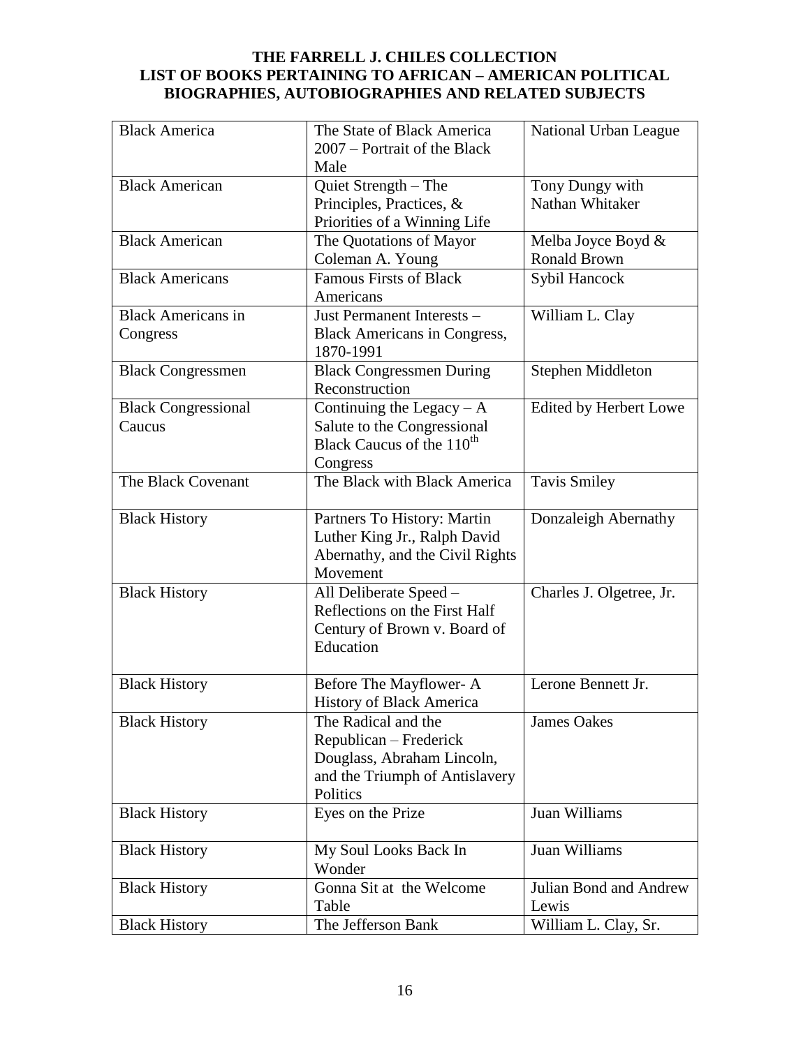**THE FARRELL J. CHILES COLLECTION**
**LIST OF BOOKS PERTAINING TO AFRICAN – AMERICAN POLITICAL BIOGRAPHIES, AUTOBIOGRAPHIES AND RELATED SUBJECTS**

| | | |
|---|---|---|
| Black America | The State of Black America 2007 – Portrait of the Black Male | National Urban League |
| Black American | Quiet Strength – The Principles, Practices, & Priorities of a Winning Life | Tony Dungy with Nathan Whitaker |
| Black American | The Quotations of Mayor Coleman A. Young | Melba Joyce Boyd & Ronald Brown |
| Black Americans | Famous Firsts of Black Americans | Sybil Hancock |
| Black Americans in Congress | Just Permanent Interests – Black Americans in Congress, 1870-1991 | William L. Clay |
| Black Congressmen | Black Congressmen During Reconstruction | Stephen Middleton |
| Black Congressional Caucus | Continuing the Legacy – A Salute to the Congressional Black Caucus of the 110th Congress | Edited by Herbert Lowe |
| The Black Covenant | The Black with Black America | Tavis Smiley |
| Black History | Partners To History: Martin Luther King Jr., Ralph David Abernathy, and the Civil Rights Movement | Donzaleigh Abernathy |
| Black History | All Deliberate Speed – Reflections on the First Half Century of Brown v. Board of Education | Charles J. Olgetree, Jr. |
| Black History | Before The Mayflower- A History of Black America | Lerone Bennett Jr. |
| Black History | The Radical and the Republican – Frederick Douglass, Abraham Lincoln, and the Triumph of Antislavery Politics | James Oakes |
| Black History | Eyes on the Prize | Juan Williams |
| Black History | My Soul Looks Back In Wonder | Juan Williams |
| Black History | Gonna Sit at the Welcome Table | Julian Bond and Andrew Lewis |
| Black History | The Jefferson Bank | William L. Clay, Sr. |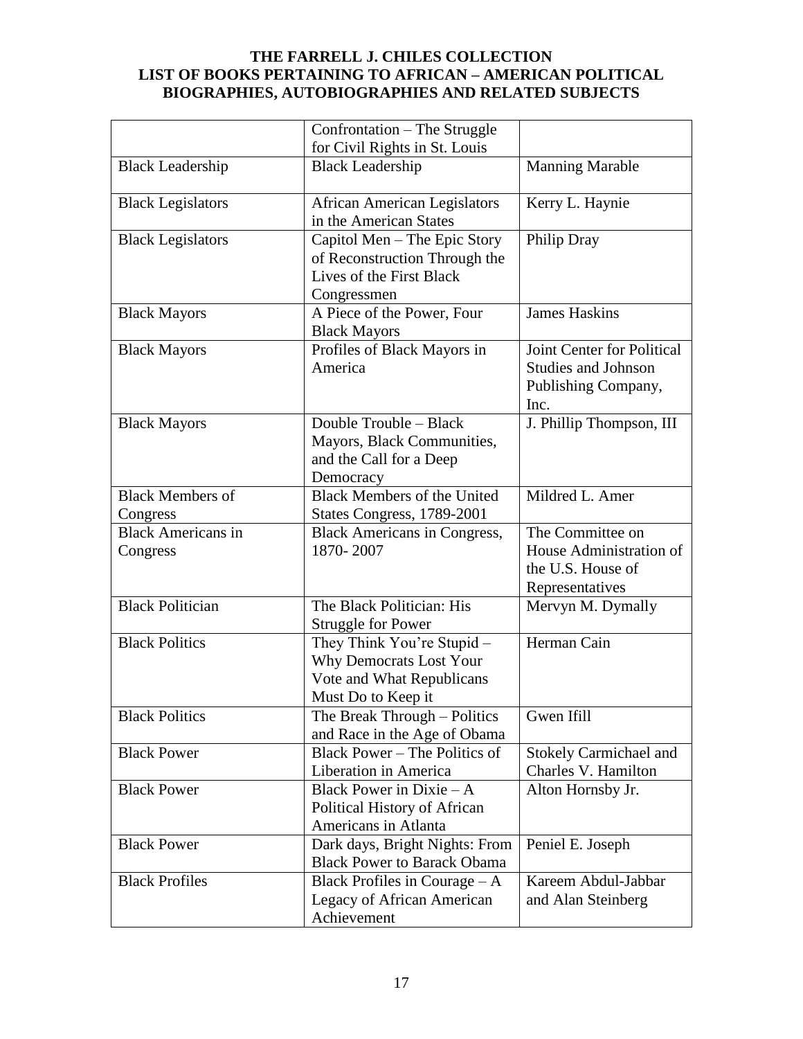**THE FARRELL J. CHILES COLLECTION**
**LIST OF BOOKS PERTAINING TO AFRICAN – AMERICAN POLITICAL BIOGRAPHIES, AUTOBIOGRAPHIES AND RELATED SUBJECTS**

| | | |
|---|---|---|
| | Confrontation – The Struggle for Civil Rights in St. Louis | |
| Black Leadership | Black Leadership | Manning Marable |
| Black Legislators | African American Legislators in the American States | Kerry L. Haynie |
| Black Legislators | Capitol Men – The Epic Story of Reconstruction Through the Lives of the First Black Congressmen | Philip Dray |
| Black Mayors | A Piece of the Power, Four Black Mayors | James Haskins |
| Black Mayors | Profiles of Black Mayors in America | Joint Center for Political Studies and Johnson Publishing Company, Inc. |
| Black Mayors | Double Trouble – Black Mayors, Black Communities, and the Call for a Deep Democracy | J. Phillip Thompson, III |
| Black Members of Congress | Black Members of the United States Congress, 1789-2001 | Mildred L. Amer |
| Black Americans in Congress | Black Americans in Congress, 1870- 2007 | The Committee on House Administration of the U.S. House of Representatives |
| Black Politician | The Black Politician: His Struggle for Power | Mervyn M. Dymally |
| Black Politics | They Think You're Stupid – Why Democrats Lost Your Vote and What Republicans Must Do to Keep it | Herman Cain |
| Black Politics | The Break Through – Politics and Race in the Age of Obama | Gwen Ifill |
| Black Power | Black Power – The Politics of Liberation in America | Stokely Carmichael and Charles V. Hamilton |
| Black Power | Black Power in Dixie – A Political History of African Americans in Atlanta | Alton Hornsby Jr. |
| Black Power | Dark days, Bright Nights: From Black Power to Barack Obama | Peniel E. Joseph |
| Black Profiles | Black Profiles in Courage – A Legacy of African American Achievement | Kareem Abdul-Jabbar and Alan Steinberg |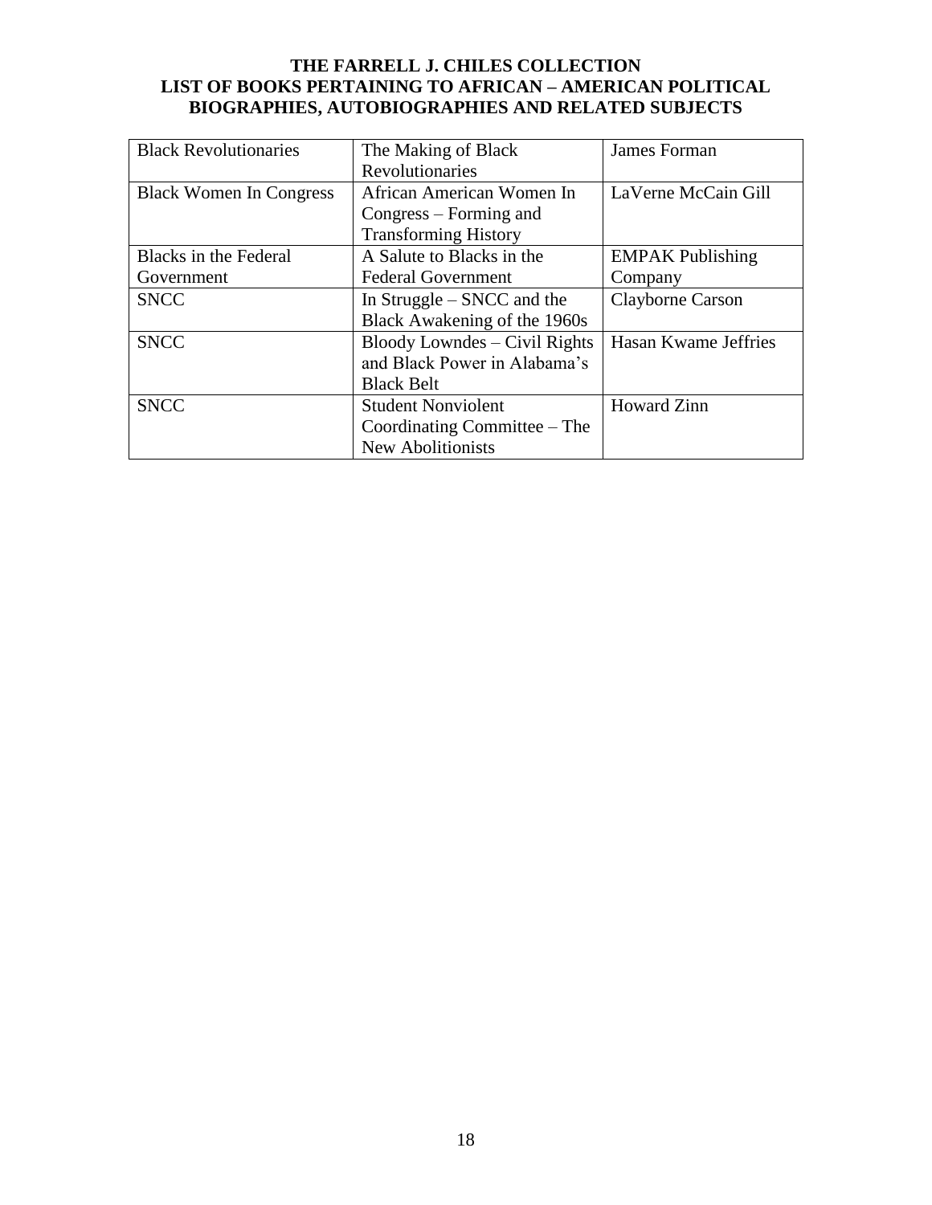**THE FARRELL J. CHILES COLLECTION**
**LIST OF BOOKS PERTAINING TO AFRICAN – AMERICAN POLITICAL BIOGRAPHIES, AUTOBIOGRAPHIES AND RELATED SUBJECTS**

| | | |
|---|---|---|
| Black Revolutionaries | The Making of Black Revolutionaries | James Forman |
| Black Women In Congress | African American Women In Congress – Forming and Transforming History | LaVerne McCain Gill |
| Blacks in the Federal Government | A Salute to Blacks in the Federal Government | EMPAK Publishing Company |
| SNCC | In Struggle – SNCC and the Black Awakening of the 1960s | Clayborne Carson |
| SNCC | Bloody Lowndes – Civil Rights and Black Power in Alabama's Black Belt | Hasan Kwame Jeffries |
| SNCC | Student Nonviolent Coordinating Committee – The New Abolitionists | Howard Zinn |